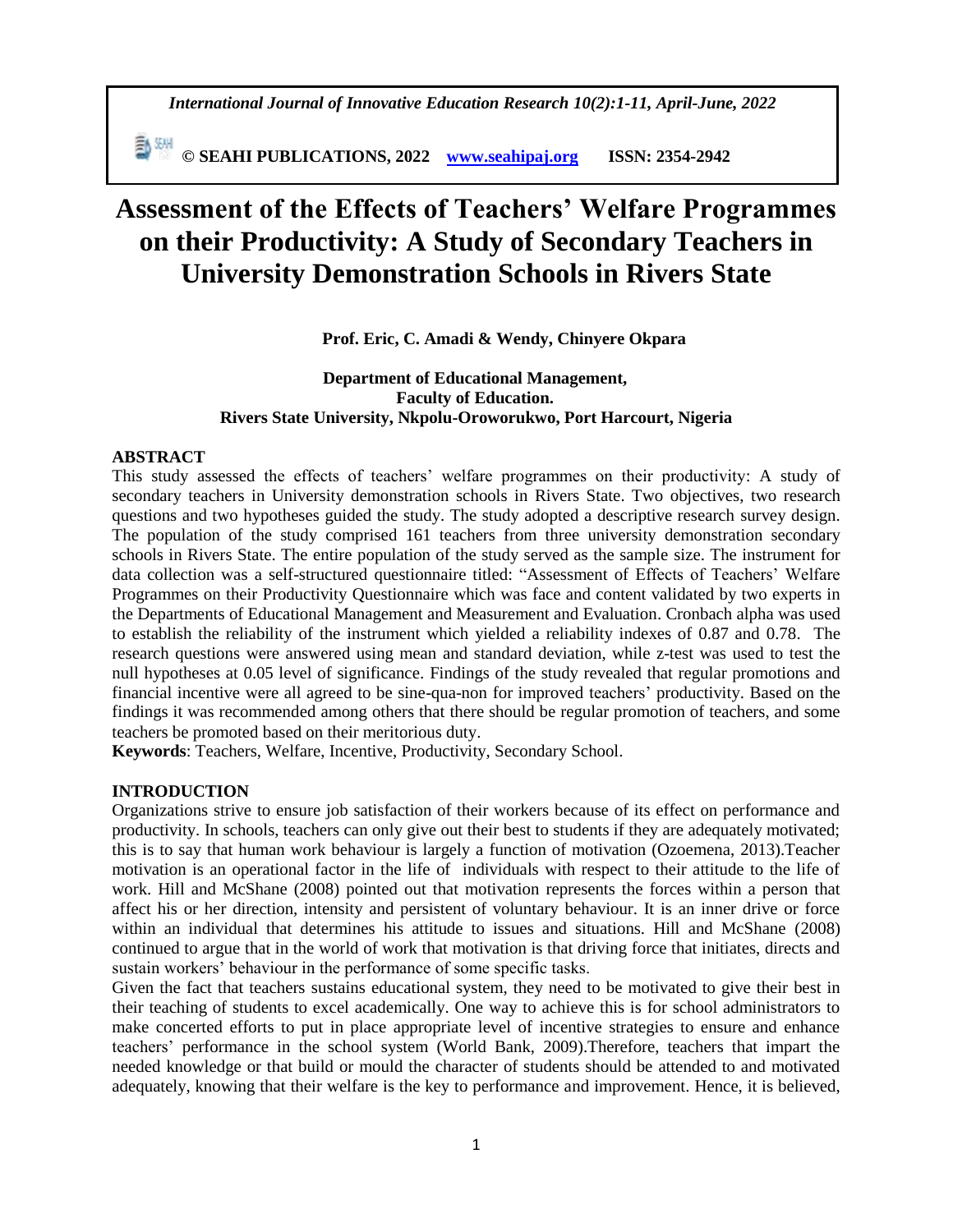# Assessment of the Effects of Teachers' Welfare Programmes on their Productivity: A Study of Secondary Teachers in University Demonstration Schools in Rivers State

**Prof. Eric, C. Amadi & Wendy, Chinyere Okpara**

**Department of Educational Management,**
**Faculty of Education.**
**Rivers State University, Nkpolu-Oroworukwo, Port Harcourt, Nigeria**

## ABSTRACT

This study assessed the effects of teachers' welfare programmes on their productivity: A study of secondary teachers in University demonstration schools in Rivers State. Two objectives, two research questions and two hypotheses guided the study. The study adopted a descriptive research survey design. The population of the study comprised 161 teachers from three university demonstration secondary schools in Rivers State. The entire population of the study served as the sample size. The instrument for data collection was a self-structured questionnaire titled: "Assessment of Effects of Teachers' Welfare Programmes on their Productivity Questionnaire which was face and content validated by two experts in the Departments of Educational Management and Measurement and Evaluation. Cronbach alpha was used to establish the reliability of the instrument which yielded a reliability indexes of 0.87 and 0.78. The research questions were answered using mean and standard deviation, while z-test was used to test the null hypotheses at 0.05 level of significance. Findings of the study revealed that regular promotions and financial incentive were all agreed to be sine-qua-non for improved teachers' productivity. Based on the findings it was recommended among others that there should be regular promotion of teachers, and some teachers be promoted based on their meritorious duty.

**Keywords**: Teachers, Welfare, Incentive, Productivity, Secondary School.

## INTRODUCTION

Organizations strive to ensure job satisfaction of their workers because of its effect on performance and productivity. In schools, teachers can only give out their best to students if they are adequately motivated; this is to say that human work behaviour is largely a function of motivation (Ozoemena, 2013).Teacher motivation is an operational factor in the life of individuals with respect to their attitude to the life of work. Hill and McShane (2008) pointed out that motivation represents the forces within a person that affect his or her direction, intensity and persistent of voluntary behaviour. It is an inner drive or force within an individual that determines his attitude to issues and situations. Hill and McShane (2008) continued to argue that in the world of work that motivation is that driving force that initiates, directs and sustain workers' behaviour in the performance of some specific tasks.

Given the fact that teachers sustains educational system, they need to be motivated to give their best in their teaching of students to excel academically. One way to achieve this is for school administrators to make concerted efforts to put in place appropriate level of incentive strategies to ensure and enhance teachers' performance in the school system (World Bank, 2009).Therefore, teachers that impart the needed knowledge or that build or mould the character of students should be attended to and motivated adequately, knowing that their welfare is the key to performance and improvement. Hence, it is believed,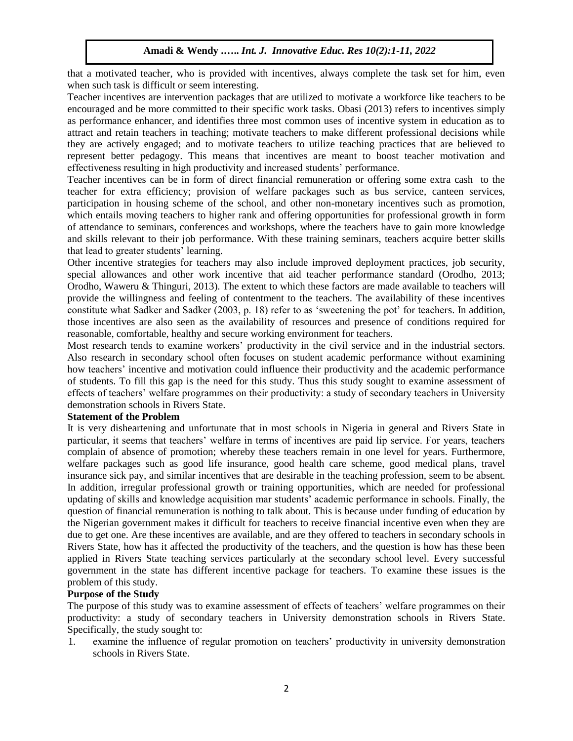that a motivated teacher, who is provided with incentives, always complete the task set for him, even when such task is difficult or seem interesting.

Teacher incentives are intervention packages that are utilized to motivate a workforce like teachers to be encouraged and be more committed to their specific work tasks. Obasi (2013) refers to incentives simply as performance enhancer, and identifies three most common uses of incentive system in education as to attract and retain teachers in teaching; motivate teachers to make different professional decisions while they are actively engaged; and to motivate teachers to utilize teaching practices that are believed to represent better pedagogy. This means that incentives are meant to boost teacher motivation and effectiveness resulting in high productivity and increased students' performance.

Teacher incentives can be in form of direct financial remuneration or offering some extra cash to the teacher for extra efficiency; provision of welfare packages such as bus service, canteen services, participation in housing scheme of the school, and other non-monetary incentives such as promotion, which entails moving teachers to higher rank and offering opportunities for professional growth in form of attendance to seminars, conferences and workshops, where the teachers have to gain more knowledge and skills relevant to their job performance. With these training seminars, teachers acquire better skills that lead to greater students' learning.

Other incentive strategies for teachers may also include improved deployment practices, job security, special allowances and other work incentive that aid teacher performance standard (Orodho, 2013; Orodho, Waweru & Thinguri, 2013). The extent to which these factors are made available to teachers will provide the willingness and feeling of contentment to the teachers. The availability of these incentives constitute what Sadker and Sadker (2003, p. 18) refer to as 'sweetening the pot' for teachers. In addition, those incentives are also seen as the availability of resources and presence of conditions required for reasonable, comfortable, healthy and secure working environment for teachers.

Most research tends to examine workers' productivity in the civil service and in the industrial sectors. Also research in secondary school often focuses on student academic performance without examining how teachers' incentive and motivation could influence their productivity and the academic performance of students. To fill this gap is the need for this study. Thus this study sought to examine assessment of effects of teachers' welfare programmes on their productivity: a study of secondary teachers in University demonstration schools in Rivers State.

**Statement of the Problem**

It is very disheartening and unfortunate that in most schools in Nigeria in general and Rivers State in particular, it seems that teachers' welfare in terms of incentives are paid lip service. For years, teachers complain of absence of promotion; whereby these teachers remain in one level for years. Furthermore, welfare packages such as good life insurance, good health care scheme, good medical plans, travel insurance sick pay, and similar incentives that are desirable in the teaching profession, seem to be absent. In addition, irregular professional growth or training opportunities, which are needed for professional updating of skills and knowledge acquisition mar students' academic performance in schools. Finally, the question of financial remuneration is nothing to talk about. This is because under funding of education by the Nigerian government makes it difficult for teachers to receive financial incentive even when they are due to get one. Are these incentives are available, and are they offered to teachers in secondary schools in Rivers State, how has it affected the productivity of the teachers, and the question is how has these been applied in Rivers State teaching services particularly at the secondary school level. Every successful government in the state has different incentive package for teachers. To examine these issues is the problem of this study.

**Purpose of the Study**

The purpose of this study was to examine assessment of effects of teachers' welfare programmes on their productivity: a study of secondary teachers in University demonstration schools in Rivers State. Specifically, the study sought to:

1. examine the influence of regular promotion on teachers' productivity in university demonstration schools in Rivers State.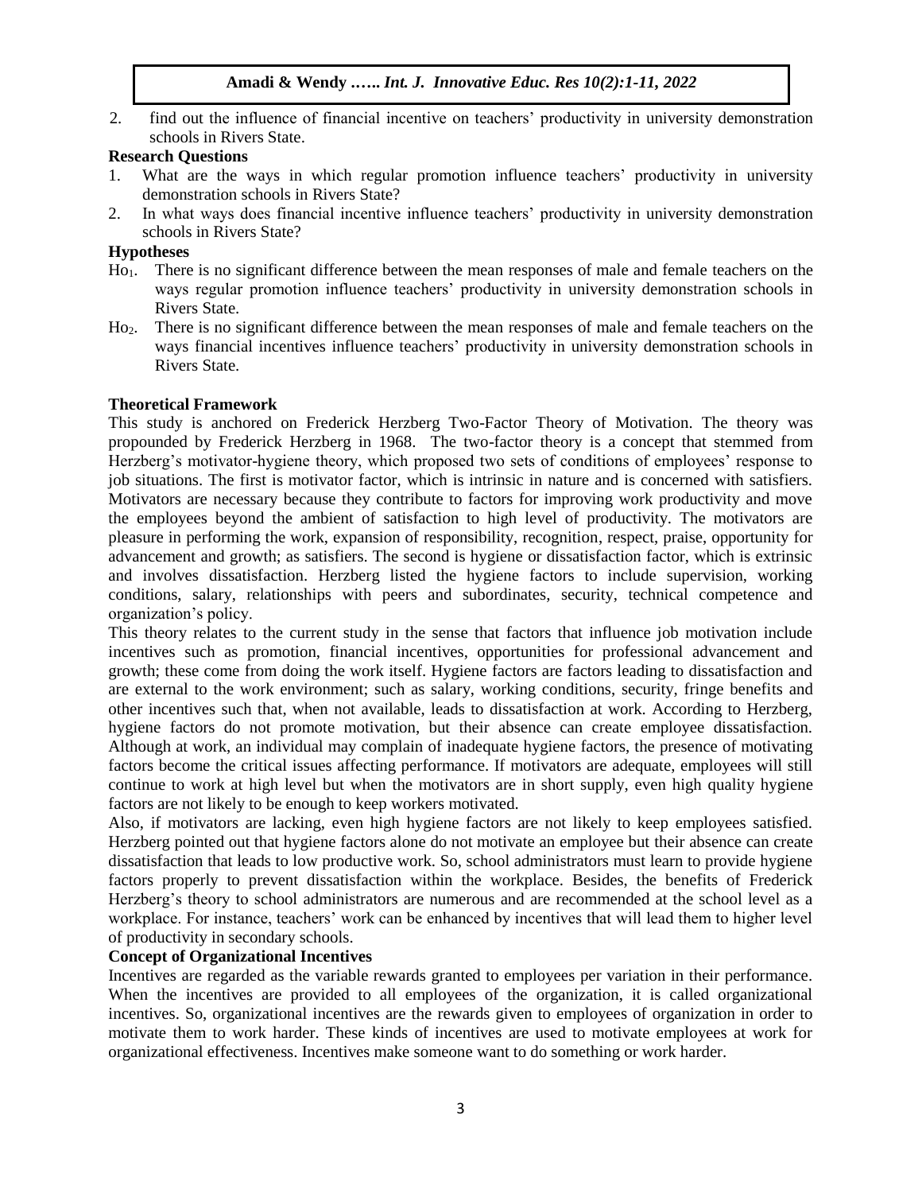2. find out the influence of financial incentive on teachers' productivity in university demonstration schools in Rivers State.

**Research Questions**

1. What are the ways in which regular promotion influence teachers' productivity in university demonstration schools in Rivers State?
2. In what ways does financial incentive influence teachers' productivity in university demonstration schools in Rivers State?

**Hypotheses**

$Ho_1$. There is no significant difference between the mean responses of male and female teachers on the ways regular promotion influence teachers' productivity in university demonstration schools in Rivers State.

$Ho_2$. There is no significant difference between the mean responses of male and female teachers on the ways financial incentives influence teachers' productivity in university demonstration schools in Rivers State.

**Theoretical Framework**

This study is anchored on Frederick Herzberg Two-Factor Theory of Motivation. The theory was propounded by Frederick Herzberg in 1968. The two-factor theory is a concept that stemmed from Herzberg's motivator-hygiene theory, which proposed two sets of conditions of employees' response to job situations. The first is motivator factor, which is intrinsic in nature and is concerned with satisfiers. Motivators are necessary because they contribute to factors for improving work productivity and move the employees beyond the ambient of satisfaction to high level of productivity. The motivators are pleasure in performing the work, expansion of responsibility, recognition, respect, praise, opportunity for advancement and growth; as satisfiers. The second is hygiene or dissatisfaction factor, which is extrinsic and involves dissatisfaction. Herzberg listed the hygiene factors to include supervision, working conditions, salary, relationships with peers and subordinates, security, technical competence and organization's policy.

This theory relates to the current study in the sense that factors that influence job motivation include incentives such as promotion, financial incentives, opportunities for professional advancement and growth; these come from doing the work itself. Hygiene factors are factors leading to dissatisfaction and are external to the work environment; such as salary, working conditions, security, fringe benefits and other incentives such that, when not available, leads to dissatisfaction at work. According to Herzberg, hygiene factors do not promote motivation, but their absence can create employee dissatisfaction. Although at work, an individual may complain of inadequate hygiene factors, the presence of motivating factors become the critical issues affecting performance. If motivators are adequate, employees will still continue to work at high level but when the motivators are in short supply, even high quality hygiene factors are not likely to be enough to keep workers motivated.

Also, if motivators are lacking, even high hygiene factors are not likely to keep employees satisfied. Herzberg pointed out that hygiene factors alone do not motivate an employee but their absence can create dissatisfaction that leads to low productive work. So, school administrators must learn to provide hygiene factors properly to prevent dissatisfaction within the workplace. Besides, the benefits of Frederick Herzberg's theory to school administrators are numerous and are recommended at the school level as a workplace. For instance, teachers' work can be enhanced by incentives that will lead them to higher level of productivity in secondary schools.

**Concept of Organizational Incentives**

Incentives are regarded as the variable rewards granted to employees per variation in their performance. When the incentives are provided to all employees of the organization, it is called organizational incentives. So, organizational incentives are the rewards given to employees of organization in order to motivate them to work harder. These kinds of incentives are used to motivate employees at work for organizational effectiveness. Incentives make someone want to do something or work harder.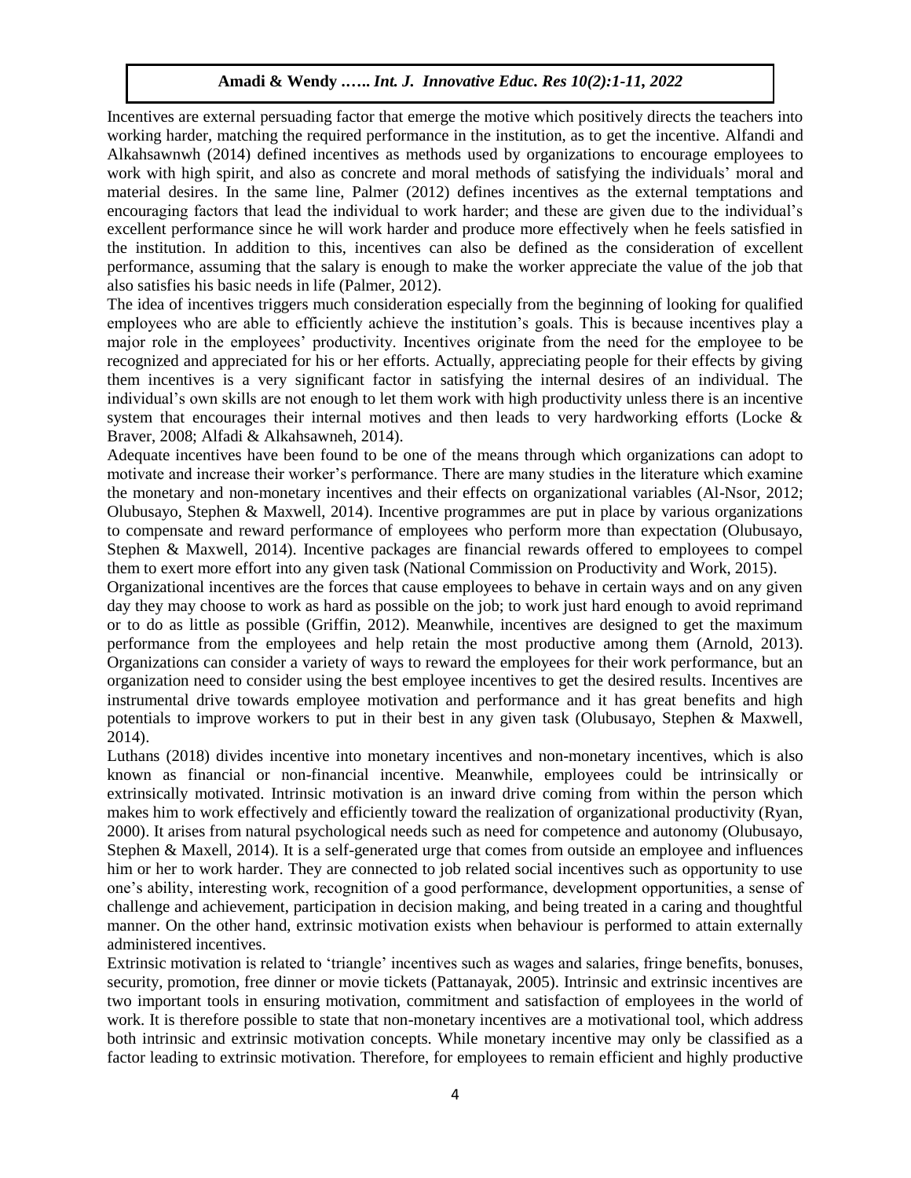Incentives are external persuading factor that emerge the motive which positively directs the teachers into working harder, matching the required performance in the institution, as to get the incentive. Alfandi and Alkahsawnwh (2014) defined incentives as methods used by organizations to encourage employees to work with high spirit, and also as concrete and moral methods of satisfying the individuals' moral and material desires. In the same line, Palmer (2012) defines incentives as the external temptations and encouraging factors that lead the individual to work harder; and these are given due to the individual's excellent performance since he will work harder and produce more effectively when he feels satisfied in the institution. In addition to this, incentives can also be defined as the consideration of excellent performance, assuming that the salary is enough to make the worker appreciate the value of the job that also satisfies his basic needs in life (Palmer, 2012).

The idea of incentives triggers much consideration especially from the beginning of looking for qualified employees who are able to efficiently achieve the institution's goals. This is because incentives play a major role in the employees' productivity. Incentives originate from the need for the employee to be recognized and appreciated for his or her efforts. Actually, appreciating people for their effects by giving them incentives is a very significant factor in satisfying the internal desires of an individual. The individual's own skills are not enough to let them work with high productivity unless there is an incentive system that encourages their internal motives and then leads to very hardworking efforts (Locke & Braver, 2008; Alfadi & Alkahsawneh, 2014).

Adequate incentives have been found to be one of the means through which organizations can adopt to motivate and increase their worker's performance. There are many studies in the literature which examine the monetary and non-monetary incentives and their effects on organizational variables (Al-Nsor, 2012; Olubusayo, Stephen & Maxwell, 2014). Incentive programmes are put in place by various organizations to compensate and reward performance of employees who perform more than expectation (Olubusayo, Stephen & Maxwell, 2014). Incentive packages are financial rewards offered to employees to compel them to exert more effort into any given task (National Commission on Productivity and Work, 2015).

Organizational incentives are the forces that cause employees to behave in certain ways and on any given day they may choose to work as hard as possible on the job; to work just hard enough to avoid reprimand or to do as little as possible (Griffin, 2012). Meanwhile, incentives are designed to get the maximum performance from the employees and help retain the most productive among them (Arnold, 2013). Organizations can consider a variety of ways to reward the employees for their work performance, but an organization need to consider using the best employee incentives to get the desired results. Incentives are instrumental drive towards employee motivation and performance and it has great benefits and high potentials to improve workers to put in their best in any given task (Olubusayo, Stephen & Maxwell, 2014).

Luthans (2018) divides incentive into monetary incentives and non-monetary incentives, which is also known as financial or non-financial incentive. Meanwhile, employees could be intrinsically or extrinsically motivated. Intrinsic motivation is an inward drive coming from within the person which makes him to work effectively and efficiently toward the realization of organizational productivity (Ryan, 2000). It arises from natural psychological needs such as need for competence and autonomy (Olubusayo, Stephen & Maxell, 2014). It is a self-generated urge that comes from outside an employee and influences him or her to work harder. They are connected to job related social incentives such as opportunity to use one's ability, interesting work, recognition of a good performance, development opportunities, a sense of challenge and achievement, participation in decision making, and being treated in a caring and thoughtful manner. On the other hand, extrinsic motivation exists when behaviour is performed to attain externally administered incentives.

Extrinsic motivation is related to 'triangle' incentives such as wages and salaries, fringe benefits, bonuses, security, promotion, free dinner or movie tickets (Pattanayak, 2005). Intrinsic and extrinsic incentives are two important tools in ensuring motivation, commitment and satisfaction of employees in the world of work. It is therefore possible to state that non-monetary incentives are a motivational tool, which address both intrinsic and extrinsic motivation concepts. While monetary incentive may only be classified as a factor leading to extrinsic motivation. Therefore, for employees to remain efficient and highly productive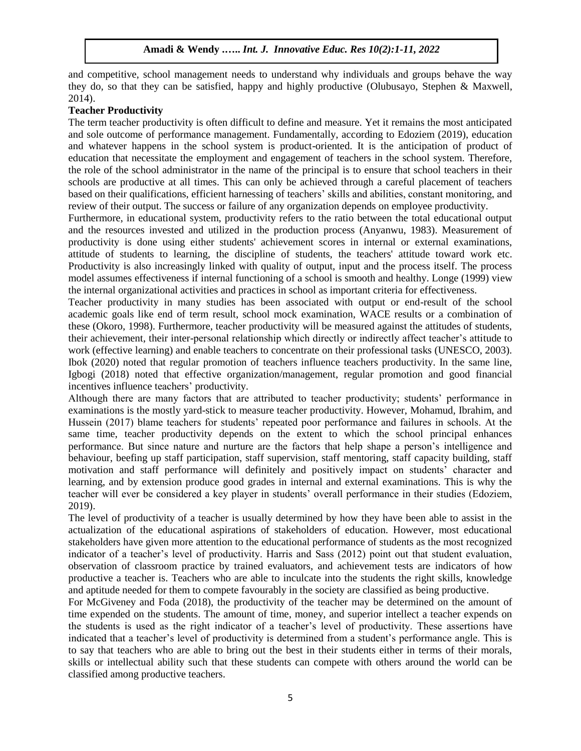and competitive, school management needs to understand why individuals and groups behave the way they do, so that they can be satisfied, happy and highly productive (Olubusayo, Stephen & Maxwell, 2014).

**Teacher Productivity**

The term teacher productivity is often difficult to define and measure. Yet it remains the most anticipated and sole outcome of performance management. Fundamentally, according to Edoziem (2019), education and whatever happens in the school system is product-oriented. It is the anticipation of product of education that necessitate the employment and engagement of teachers in the school system. Therefore, the role of the school administrator in the name of the principal is to ensure that school teachers in their schools are productive at all times. This can only be achieved through a careful placement of teachers based on their qualifications, efficient harnessing of teachers' skills and abilities, constant monitoring, and review of their output. The success or failure of any organization depends on employee productivity.

Furthermore, in educational system, productivity refers to the ratio between the total educational output and the resources invested and utilized in the production process (Anyanwu, 1983). Measurement of productivity is done using either students' achievement scores in internal or external examinations, attitude of students to learning, the discipline of students, the teachers' attitude toward work etc. Productivity is also increasingly linked with quality of output, input and the process itself. The process model assumes effectiveness if internal functioning of a school is smooth and healthy. Longe (1999) view the internal organizational activities and practices in school as important criteria for effectiveness.

Teacher productivity in many studies has been associated with output or end-result of the school academic goals like end of term result, school mock examination, WACE results or a combination of these (Okoro, 1998). Furthermore, teacher productivity will be measured against the attitudes of students, their achievement, their inter-personal relationship which directly or indirectly affect teacher's attitude to work (effective learning) and enable teachers to concentrate on their professional tasks (UNESCO, 2003). Ibok (2020) noted that regular promotion of teachers influence teachers productivity. In the same line, Igbogi (2018) noted that effective organization/management, regular promotion and good financial incentives influence teachers' productivity.

Although there are many factors that are attributed to teacher productivity; students' performance in examinations is the mostly yard-stick to measure teacher productivity. However, Mohamud, Ibrahim, and Hussein (2017) blame teachers for students' repeated poor performance and failures in schools. At the same time, teacher productivity depends on the extent to which the school principal enhances performance. But since nature and nurture are the factors that help shape a person's intelligence and behaviour, beefing up staff participation, staff supervision, staff mentoring, staff capacity building, staff motivation and staff performance will definitely and positively impact on students' character and learning, and by extension produce good grades in internal and external examinations. This is why the teacher will ever be considered a key player in students' overall performance in their studies (Edoziem, 2019).

The level of productivity of a teacher is usually determined by how they have been able to assist in the actualization of the educational aspirations of stakeholders of education. However, most educational stakeholders have given more attention to the educational performance of students as the most recognized indicator of a teacher's level of productivity. Harris and Sass (2012) point out that student evaluation, observation of classroom practice by trained evaluators, and achievement tests are indicators of how productive a teacher is. Teachers who are able to inculcate into the students the right skills, knowledge and aptitude needed for them to compete favourably in the society are classified as being productive.

For McGiveney and Foda (2018), the productivity of the teacher may be determined on the amount of time expended on the students. The amount of time, money, and superior intellect a teacher expends on the students is used as the right indicator of a teacher's level of productivity. These assertions have indicated that a teacher's level of productivity is determined from a student's performance angle. This is to say that teachers who are able to bring out the best in their students either in terms of their morals, skills or intellectual ability such that these students can compete with others around the world can be classified among productive teachers.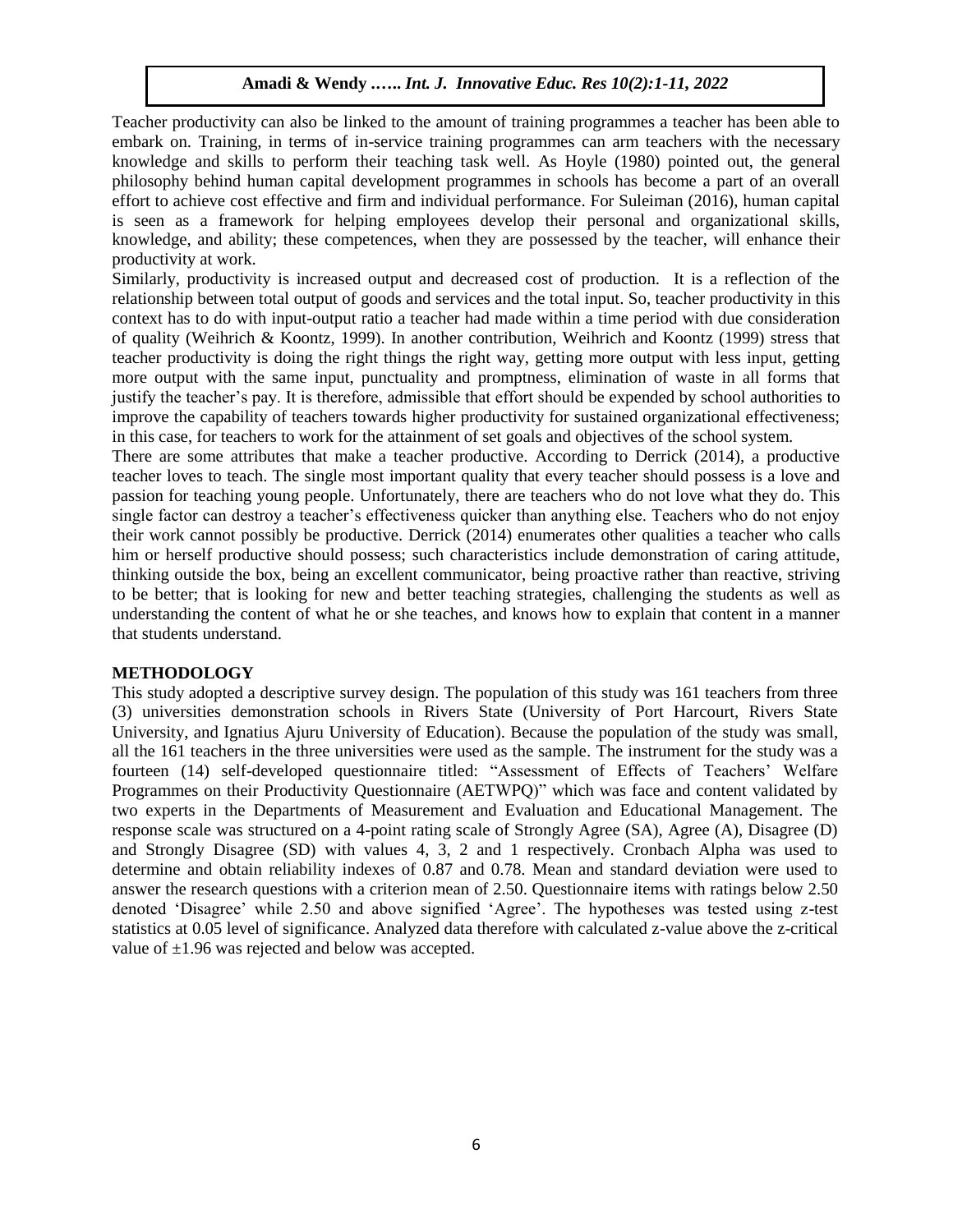Teacher productivity can also be linked to the amount of training programmes a teacher has been able to embark on. Training, in terms of in-service training programmes can arm teachers with the necessary knowledge and skills to perform their teaching task well. As Hoyle (1980) pointed out, the general philosophy behind human capital development programmes in schools has become a part of an overall effort to achieve cost effective and firm and individual performance. For Suleiman (2016), human capital is seen as a framework for helping employees develop their personal and organizational skills, knowledge, and ability; these competences, when they are possessed by the teacher, will enhance their productivity at work.

Similarly, productivity is increased output and decreased cost of production. It is a reflection of the relationship between total output of goods and services and the total input. So, teacher productivity in this context has to do with input-output ratio a teacher had made within a time period with due consideration of quality (Weihrich & Koontz, 1999). In another contribution, Weihrich and Koontz (1999) stress that teacher productivity is doing the right things the right way, getting more output with less input, getting more output with the same input, punctuality and promptness, elimination of waste in all forms that justify the teacher's pay. It is therefore, admissible that effort should be expended by school authorities to improve the capability of teachers towards higher productivity for sustained organizational effectiveness; in this case, for teachers to work for the attainment of set goals and objectives of the school system.

There are some attributes that make a teacher productive. According to Derrick (2014), a productive teacher loves to teach. The single most important quality that every teacher should possess is a love and passion for teaching young people. Unfortunately, there are teachers who do not love what they do. This single factor can destroy a teacher's effectiveness quicker than anything else. Teachers who do not enjoy their work cannot possibly be productive. Derrick (2014) enumerates other qualities a teacher who calls him or herself productive should possess; such characteristics include demonstration of caring attitude, thinking outside the box, being an excellent communicator, being proactive rather than reactive, striving to be better; that is looking for new and better teaching strategies, challenging the students as well as understanding the content of what he or she teaches, and knows how to explain that content in a manner that students understand.

## METHODOLOGY

This study adopted a descriptive survey design. The population of this study was 161 teachers from three (3) universities demonstration schools in Rivers State (University of Port Harcourt, Rivers State University, and Ignatius Ajuru University of Education). Because the population of the study was small, all the 161 teachers in the three universities were used as the sample. The instrument for the study was a fourteen (14) self-developed questionnaire titled: "Assessment of Effects of Teachers' Welfare Programmes on their Productivity Questionnaire (AETWPQ)" which was face and content validated by two experts in the Departments of Measurement and Evaluation and Educational Management. The response scale was structured on a 4-point rating scale of Strongly Agree (SA), Agree (A), Disagree (D) and Strongly Disagree (SD) with values 4, 3, 2 and 1 respectively. Cronbach Alpha was used to determine and obtain reliability indexes of 0.87 and 0.78. Mean and standard deviation were used to answer the research questions with a criterion mean of 2.50. Questionnaire items with ratings below 2.50 denoted 'Disagree' while 2.50 and above signified 'Agree'. The hypotheses was tested using z-test statistics at 0.05 level of significance. Analyzed data therefore with calculated z-value above the z-critical value of $\pm 1.96$ was rejected and below was accepted.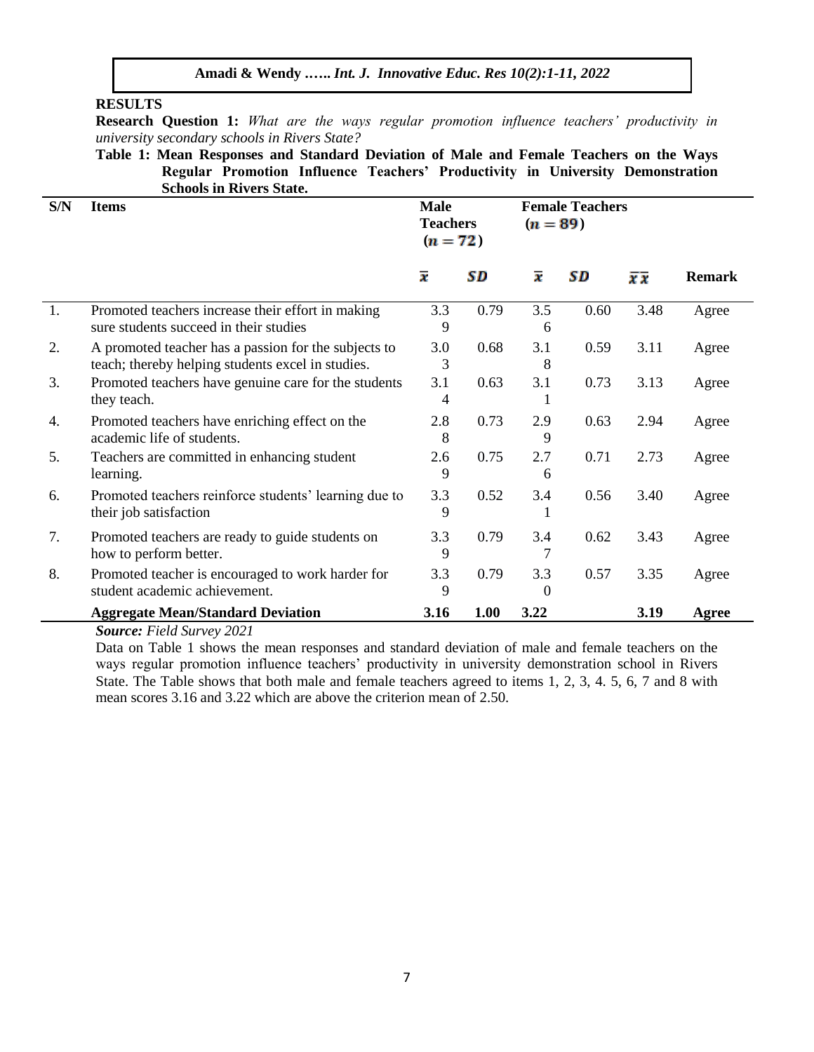## RESULTS

**Research Question 1:** *What are the ways regular promotion influence teachers' productivity in university secondary schools in Rivers State?*

**Table 1: Mean Responses and Standard Deviation of Male and Female Teachers on the Ways Regular Promotion Influence Teachers' Productivity in University Demonstration Schools in Rivers State.**

| S/N | Items | Male Teachers $(n = 72)$ | | Female Teachers $(n = 89)$ | | | |
|---|---|---|---|---|---|---|---|
| | | $\bar{x}$ | $SD$ | $\bar{x}$ | $SD$ | $\bar{x}\bar{x}$ | Remark |
| 1. | Promoted teachers increase their effort in making sure students succeed in their studies | 3.39 | 0.79 | 3.56 | 0.60 | 3.48 | Agree |
| 2. | A promoted teacher has a passion for the subjects to teach; thereby helping students excel in studies. | 3.03 | 0.68 | 3.18 | 0.59 | 3.11 | Agree |
| 3. | Promoted teachers have genuine care for the students they teach. | 3.14 | 0.63 | 3.11 | 0.73 | 3.13 | Agree |
| 4. | Promoted teachers have enriching effect on the academic life of students. | 2.88 | 0.73 | 2.99 | 0.63 | 2.94 | Agree |
| 5. | Teachers are committed in enhancing student learning. | 2.69 | 0.75 | 2.76 | 0.71 | 2.73 | Agree |
| 6. | Promoted teachers reinforce students' learning due to their job satisfaction | 3.39 | 0.52 | 3.41 | 0.56 | 3.40 | Agree |
| 7. | Promoted teachers are ready to guide students on how to perform better. | 3.39 | 0.79 | 3.47 | 0.62 | 3.43 | Agree |
| 8. | Promoted teacher is encouraged to work harder for student academic achievement. | 3.39 | 0.79 | 3.30 | 0.57 | 3.35 | Agree |
| | **Aggregate Mean/Standard Deviation** | **3.16** | **1.00** | **3.22** | | **3.19** | **Agree** |

***Source:*** *Field Survey 2021*

Data on Table 1 shows the mean responses and standard deviation of male and female teachers on the ways regular promotion influence teachers' productivity in university demonstration school in Rivers State. The Table shows that both male and female teachers agreed to items 1, 2, 3, 4. 5, 6, 7 and 8 with mean scores 3.16 and 3.22 which are above the criterion mean of 2.50.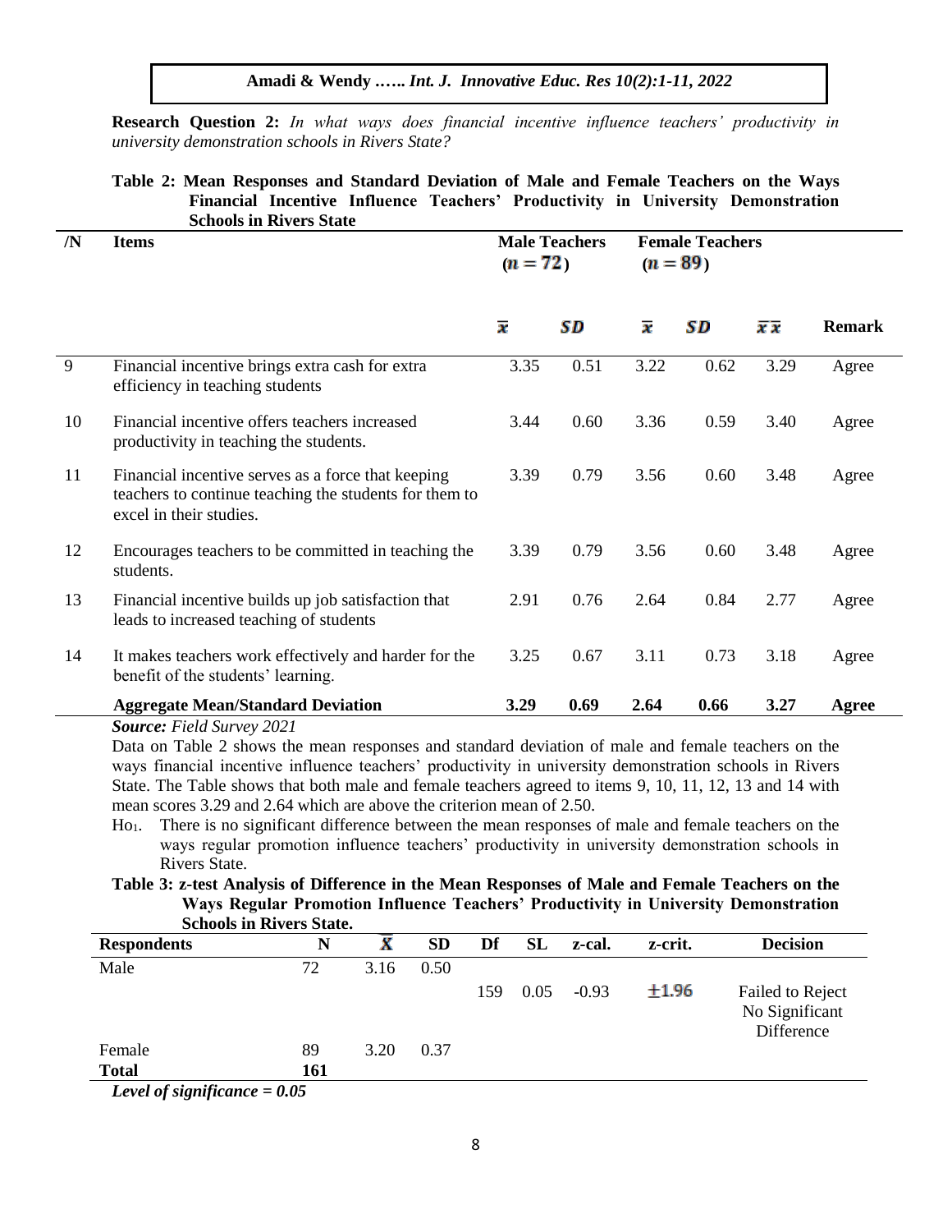**Research Question 2:** *In what ways does financial incentive influence teachers' productivity in university demonstration schools in Rivers State?*

**Table 2: Mean Responses and Standard Deviation of Male and Female Teachers on the Ways Financial Incentive Influence Teachers' Productivity in University Demonstration Schools in Rivers State**

| /N | Items | Male Teachers ($n = 72$) | | Female Teachers ($n = 89$) | | | |
|---|---|---|---|---|---|---|---|
| | | $\bar{x}$ | $SD$ | $\bar{x}$ | $SD$ | $\bar{x}\bar{x}$ | **Remark** |
| 9 | Financial incentive brings extra cash for extra efficiency in teaching students | 3.35 | 0.51 | 3.22 | 0.62 | 3.29 | Agree |
| 10 | Financial incentive offers teachers increased productivity in teaching the students. | 3.44 | 0.60 | 3.36 | 0.59 | 3.40 | Agree |
| 11 | Financial incentive serves as a force that keeping teachers to continue teaching the students for them to excel in their studies. | 3.39 | 0.79 | 3.56 | 0.60 | 3.48 | Agree |
| 12 | Encourages teachers to be committed in teaching the students. | 3.39 | 0.79 | 3.56 | 0.60 | 3.48 | Agree |
| 13 | Financial incentive builds up job satisfaction that leads to increased teaching of students | 2.91 | 0.76 | 2.64 | 0.84 | 2.77 | Agree |
| 14 | It makes teachers work effectively and harder for the benefit of the students' learning. | 3.25 | 0.67 | 3.11 | 0.73 | 3.18 | Agree |
| | **Aggregate Mean/Standard Deviation** | **3.29** | **0.69** | **2.64** | **0.66** | **3.27** | **Agree** |

***Source:*** *Field Survey 2021*

Data on Table 2 shows the mean responses and standard deviation of male and female teachers on the ways financial incentive influence teachers' productivity in university demonstration schools in Rivers State. The Table shows that both male and female teachers agreed to items 9, 10, 11, 12, 13 and 14 with mean scores 3.29 and 2.64 which are above the criterion mean of 2.50.

$Ho_1$. There is no significant difference between the mean responses of male and female teachers on the ways regular promotion influence teachers' productivity in university demonstration schools in Rivers State.

**Table 3: z-test Analysis of Difference in the Mean Responses of Male and Female Teachers on the Ways Regular Promotion Influence Teachers' Productivity in University Demonstration Schools in Rivers State.**

| Respondents | N | $\bar{X}$ | SD | Df | SL | z-cal. | z-crit. | Decision |
|---|---|---|---|---|---|---|---|---|
| Male | 72 | 3.16 | 0.50 | | | | | |
| | | | | 159 | 0.05 | -0.93 | $\pm 1.96$ | Failed to Reject No Significant Difference |
| Female | 89 | 3.20 | 0.37 | | | | | |
| **Total** | **161** | | | | | | | |

***Level of significance = 0.05***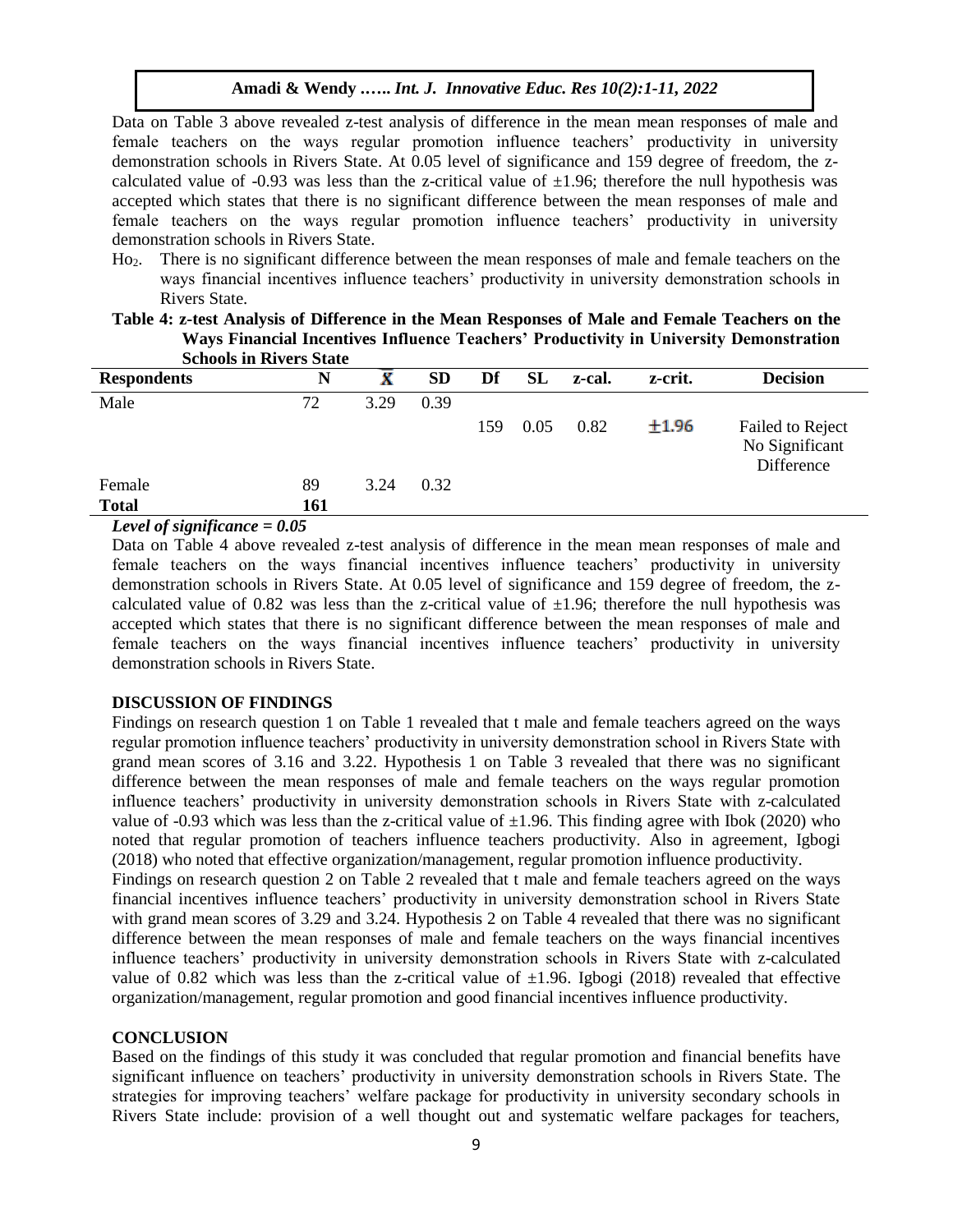Data on Table 3 above revealed z-test analysis of difference in the mean mean responses of male and female teachers on the ways regular promotion influence teachers' productivity in university demonstration schools in Rivers State. At 0.05 level of significance and 159 degree of freedom, the z-calculated value of -0.93 was less than the z-critical value of ±1.96; therefore the null hypothesis was accepted which states that there is no significant difference between the mean responses of male and female teachers on the ways regular promotion influence teachers' productivity in university demonstration schools in Rivers State.

$Ho_2$. There is no significant difference between the mean responses of male and female teachers on the ways financial incentives influence teachers' productivity in university demonstration schools in Rivers State.

**Table 4: z-test Analysis of Difference in the Mean Responses of Male and Female Teachers on the Ways Financial Incentives Influence Teachers' Productivity in University Demonstration Schools in Rivers State**

| Respondents | N | $\bar{X}$ | SD | Df | SL | z-cal. | z-crit. | Decision |
|---|---|---|---|---|---|---|---|---|
| Male | 72 | 3.29 | 0.39 | | | | | |
| | | | | 159 | 0.05 | 0.82 | ±1.96 | Failed to Reject No Significant Difference |
| Female | 89 | 3.24 | 0.32 | | | | | |
| **Total** | **161** | | | | | | | |

***Level of significance = 0.05***

Data on Table 4 above revealed z-test analysis of difference in the mean mean responses of male and female teachers on the ways financial incentives influence teachers' productivity in university demonstration schools in Rivers State. At 0.05 level of significance and 159 degree of freedom, the z-calculated value of 0.82 was less than the z-critical value of ±1.96; therefore the null hypothesis was accepted which states that there is no significant difference between the mean responses of male and female teachers on the ways financial incentives influence teachers' productivity in university demonstration schools in Rivers State.

## DISCUSSION OF FINDINGS

Findings on research question 1 on Table 1 revealed that t male and female teachers agreed on the ways regular promotion influence teachers' productivity in university demonstration school in Rivers State with grand mean scores of 3.16 and 3.22. Hypothesis 1 on Table 3 revealed that there was no significant difference between the mean responses of male and female teachers on the ways regular promotion influence teachers' productivity in university demonstration schools in Rivers State with z-calculated value of -0.93 which was less than the z-critical value of ±1.96. This finding agree with Ibok (2020) who noted that regular promotion of teachers influence teachers productivity. Also in agreement, Igbogi (2018) who noted that effective organization/management, regular promotion influence productivity.

Findings on research question 2 on Table 2 revealed that t male and female teachers agreed on the ways financial incentives influence teachers' productivity in university demonstration school in Rivers State with grand mean scores of 3.29 and 3.24. Hypothesis 2 on Table 4 revealed that there was no significant difference between the mean responses of male and female teachers on the ways financial incentives influence teachers' productivity in university demonstration schools in Rivers State with z-calculated value of 0.82 which was less than the z-critical value of ±1.96. Igbogi (2018) revealed that effective organization/management, regular promotion and good financial incentives influence productivity.

## CONCLUSION

Based on the findings of this study it was concluded that regular promotion and financial benefits have significant influence on teachers' productivity in university demonstration schools in Rivers State. The strategies for improving teachers' welfare package for productivity in university secondary schools in Rivers State include: provision of a well thought out and systematic welfare packages for teachers,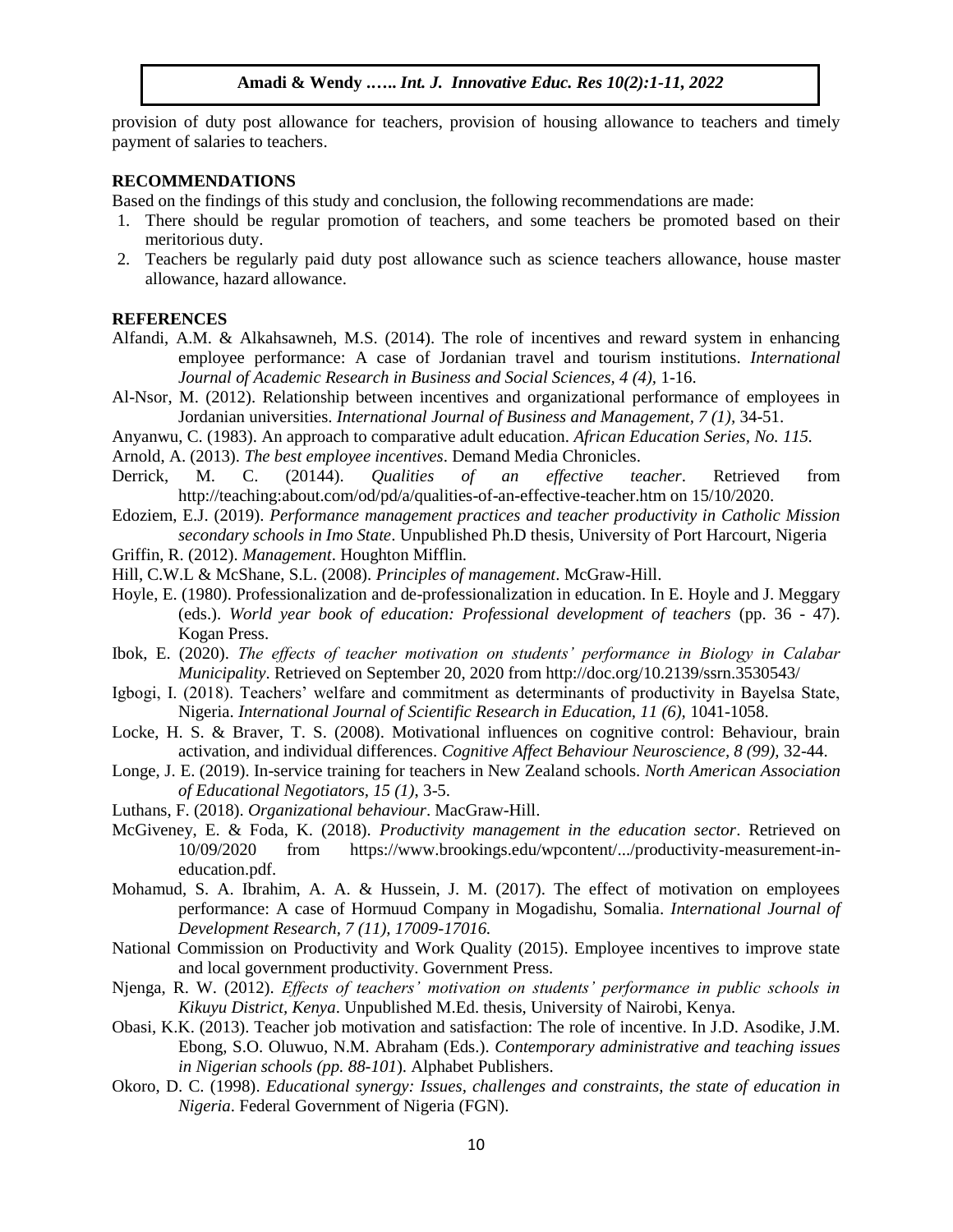provision of duty post allowance for teachers, provision of housing allowance to teachers and timely payment of salaries to teachers.

## RECOMMENDATIONS

Based on the findings of this study and conclusion, the following recommendations are made:

1. There should be regular promotion of teachers, and some teachers be promoted based on their meritorious duty.
2. Teachers be regularly paid duty post allowance such as science teachers allowance, house master allowance, hazard allowance.

## REFERENCES

Alfandi, A.M. & Alkahsawneh, M.S. (2014). The role of incentives and reward system in enhancing employee performance: A case of Jordanian travel and tourism institutions. *International Journal of Academic Research in Business and Social Sciences, 4 (4)*, 1-16.

Al-Nsor, M. (2012). Relationship between incentives and organizational performance of employees in Jordanian universities. *International Journal of Business and Management, 7 (1)*, 34-51.

Anyanwu, C. (1983). An approach to comparative adult education. *African Education Series, No. 115.*

Arnold, A. (2013). *The best employee incentives*. Demand Media Chronicles.

Derrick, M. C. (20144). *Qualities of an effective teacher*. Retrieved from http://teaching:about.com/od/pd/a/qualities-of-an-effective-teacher.htm on 15/10/2020.

Edoziem, E.J. (2019). *Performance management practices and teacher productivity in Catholic Mission secondary schools in Imo State*. Unpublished Ph.D thesis, University of Port Harcourt, Nigeria

Griffin, R. (2012). *Management*. Houghton Mifflin.

Hill, C.W.L & McShane, S.L. (2008). *Principles of management*. McGraw-Hill.

Hoyle, E. (1980). Professionalization and de-professionalization in education. In E. Hoyle and J. Meggary (eds.). *World year book of education: Professional development of teachers* (pp. 36 - 47). Kogan Press.

Ibok, E. (2020). *The effects of teacher motivation on students' performance in Biology in Calabar Municipality*. Retrieved on September 20, 2020 from http://doc.org/10.2139/ssrn.3530543/

Igbogi, I. (2018). Teachers' welfare and commitment as determinants of productivity in Bayelsa State, Nigeria. *International Journal of Scientific Research in Education, 11 (6),* 1041-1058.

Locke, H. S. & Braver, T. S. (2008). Motivational influences on cognitive control: Behaviour, brain activation, and individual differences. *Cognitive Affect Behaviour Neuroscience, 8 (99),* 32-44.

Longe, J. E. (2019). In-service training for teachers in New Zealand schools. *North American Association of Educational Negotiators, 15 (1)*, 3-5.

Luthans, F. (2018). *Organizational behaviour*. MacGraw-Hill.

McGiveney, E. & Foda, K. (2018). *Productivity management in the education sector*. Retrieved on 10/09/2020 from https://www.brookings.edu/wpcontent/.../productivity-measurement-in-education.pdf.

Mohamud, S. A. Ibrahim, A. A. & Hussein, J. M. (2017). The effect of motivation on employees performance: A case of Hormuud Company in Mogadishu, Somalia. *International Journal of Development Research, 7 (11), 17009-17016.*

National Commission on Productivity and Work Quality (2015). Employee incentives to improve state and local government productivity. Government Press.

Njenga, R. W. (2012). *Effects of teachers' motivation on students' performance in public schools in Kikuyu District, Kenya*. Unpublished M.Ed. thesis, University of Nairobi, Kenya.

Obasi, K.K. (2013). Teacher job motivation and satisfaction: The role of incentive. In J.D. Asodike, J.M. Ebong, S.O. Oluwuo, N.M. Abraham (Eds.). *Contemporary administrative and teaching issues in Nigerian schools (pp. 88-101*). Alphabet Publishers.

Okoro, D. C. (1998). *Educational synergy: Issues, challenges and constraints, the state of education in Nigeria*. Federal Government of Nigeria (FGN).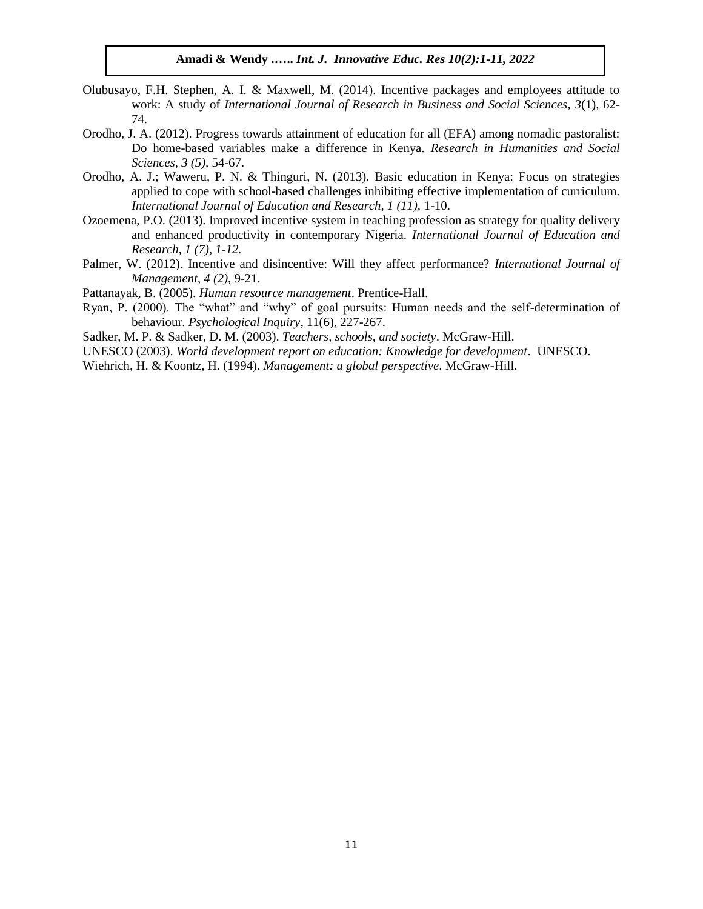Olubusayo, F.H. Stephen, A. I. & Maxwell, M. (2014). Incentive packages and employees attitude to work: A study of *International Journal of Research in Business and Social Sciences, 3*(1), 62-74.

Orodho, J. A. (2012). Progress towards attainment of education for all (EFA) among nomadic pastoralist: Do home-based variables make a difference in Kenya. *Research in Humanities and Social Sciences, 3 (5),* 54-67.

Orodho, A. J.; Waweru, P. N. & Thinguri, N. (2013). Basic education in Kenya: Focus on strategies applied to cope with school-based challenges inhibiting effective implementation of curriculum. *International Journal of Education and Research, 1 (11),* 1-10.

Ozoemena, P.O. (2013). Improved incentive system in teaching profession as strategy for quality delivery and enhanced productivity in contemporary Nigeria. *International Journal of Education and Research, 1 (7), 1-12.*

Palmer, W. (2012). Incentive and disincentive: Will they affect performance? *International Journal of Management, 4 (2),* 9-21.

Pattanayak, B. (2005). *Human resource management*. Prentice-Hall.

Ryan, P. (2000). The "what" and "why" of goal pursuits: Human needs and the self-determination of behaviour. *Psychological Inquiry*, 11(6), 227-267.

Sadker, M. P. & Sadker, D. M. (2003). *Teachers, schools, and society*. McGraw-Hill.

UNESCO (2003). *World development report on education: Knowledge for development*. UNESCO.

Wiehrich, H. & Koontz, H. (1994). *Management: a global perspective*. McGraw-Hill.